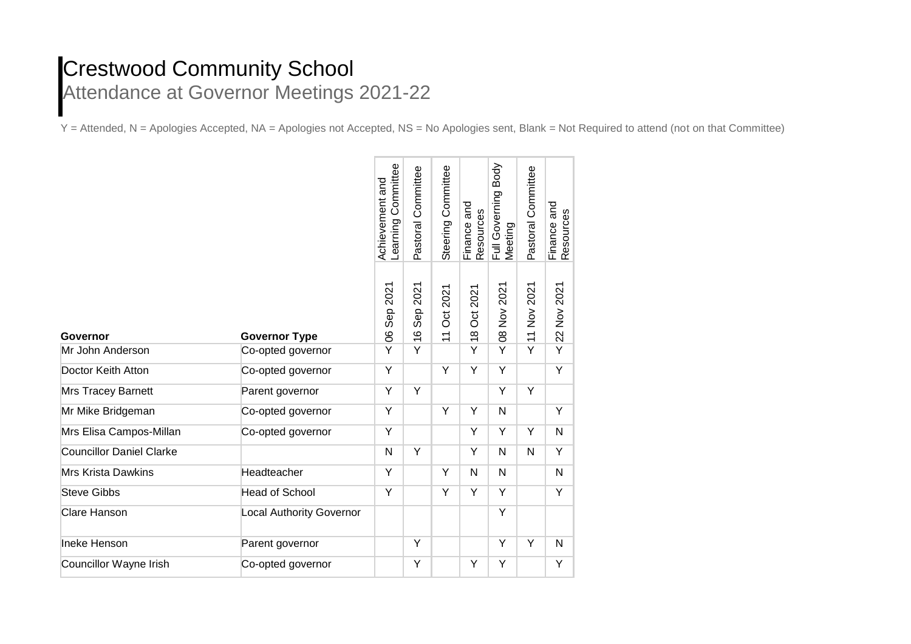# Crestwood Community School

## Attendance at Governor Meetings 2021-22

Y = Attended, N = Apologies Accepted, NA = Apologies not Accepted, NS = No Apologies sent, Blank = Not Required to attend (not on that Committee)

| Governor | Governor Type | Achievement and Learning Committee | Pastoral Committee | Steering Committee | Finance and Resources | Full Governing Body Meeting | Pastoral Committee | Finance and Resources |
|---|---|---|---|---|---|---|---|---|
| | | 06 Sep 2021 | 16 Sep 2021 | 11 Oct 2021 | 18 Oct 2021 | 08 Nov 2021 | 11 Nov 2021 | 22 Nov 2021 |
| Mr John Anderson | Co-opted governor | Y | Y | | Y | Y | Y | Y |
| Doctor Keith Atton | Co-opted governor | Y | | Y | Y | Y | | Y |
| Mrs Tracey Barnett | Parent governor | Y | Y | | | Y | Y | |
| Mr Mike Bridgeman | Co-opted governor | Y | | Y | Y | N | | Y |
| Mrs Elisa Campos-Millan | Co-opted governor | Y | | | Y | Y | Y | N |
| Councillor Daniel Clarke | | N | Y | | Y | N | N | Y |
| Mrs Krista Dawkins | Headteacher | Y | | Y | N | N | | N |
| Steve Gibbs | Head of School | Y | | Y | Y | Y | | Y |
| Clare Hanson | Local Authority Governor | | | | | Y | | |
| Ineke Henson | Parent governor | | Y | | | Y | Y | N |
| Councillor Wayne Irish | Co-opted governor | | Y | | Y | Y | | Y |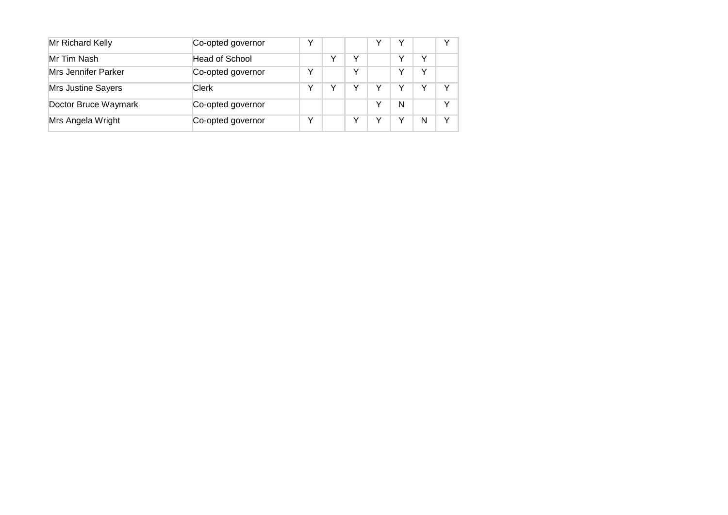| | | | | | | | | |
|---|---|---|---|---|---|---|---|---|
| Mr Richard Kelly | Co-opted governor | Y | | | Y | Y | | Y |
| Mr Tim Nash | Head of School | | Y | Y | | Y | Y | |
| Mrs Jennifer Parker | Co-opted governor | Y | | Y | | Y | Y | |
| Mrs Justine Sayers | Clerk | Y | Y | Y | Y | Y | Y | Y |
| Doctor Bruce Waymark | Co-opted governor | | | | Y | N | | Y |
| Mrs Angela Wright | Co-opted governor | Y | | Y | Y | Y | N | Y |